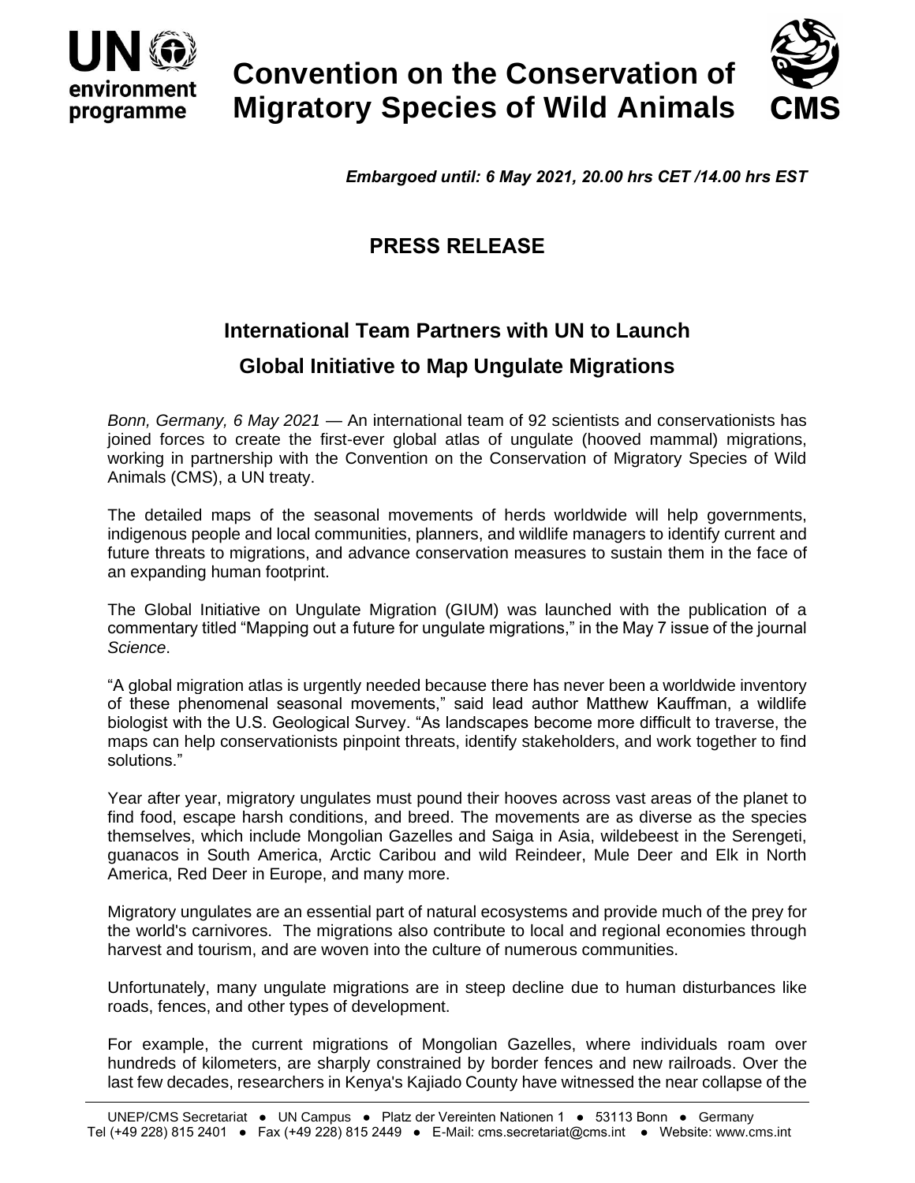# Convention on the Conservation of Migratory Species of Wild Animals

*Embargoed until: 6 May 2021, 20.00 hrs CET /14.00 hrs EST*

## PRESS RELEASE

## International Team Partners with UN to Launch Global Initiative to Map Ungulate Migrations

*Bonn, Germany, 6 May 2021* — An international team of 92 scientists and conservationists has joined forces to create the first-ever global atlas of ungulate (hooved mammal) migrations, working in partnership with the Convention on the Conservation of Migratory Species of Wild Animals (CMS), a UN treaty.

The detailed maps of the seasonal movements of herds worldwide will help governments, indigenous people and local communities, planners, and wildlife managers to identify current and future threats to migrations, and advance conservation measures to sustain them in the face of an expanding human footprint.

The Global Initiative on Ungulate Migration (GIUM) was launched with the publication of a commentary titled "Mapping out a future for ungulate migrations," in the May 7 issue of the journal *Science*.

"A global migration atlas is urgently needed because there has never been a worldwide inventory of these phenomenal seasonal movements," said lead author Matthew Kauffman, a wildlife biologist with the U.S. Geological Survey. "As landscapes become more difficult to traverse, the maps can help conservationists pinpoint threats, identify stakeholders, and work together to find solutions."

Year after year, migratory ungulates must pound their hooves across vast areas of the planet to find food, escape harsh conditions, and breed. The movements are as diverse as the species themselves, which include Mongolian Gazelles and Saiga in Asia, wildebeest in the Serengeti, guanacos in South America, Arctic Caribou and wild Reindeer, Mule Deer and Elk in North America, Red Deer in Europe, and many more.

Migratory ungulates are an essential part of natural ecosystems and provide much of the prey for the world's carnivores. The migrations also contribute to local and regional economies through harvest and tourism, and are woven into the culture of numerous communities.

Unfortunately, many ungulate migrations are in steep decline due to human disturbances like roads, fences, and other types of development.

For example, the current migrations of Mongolian Gazelles, where individuals roam over hundreds of kilometers, are sharply constrained by border fences and new railroads. Over the last few decades, researchers in Kenya's Kajiado County have witnessed the near collapse of the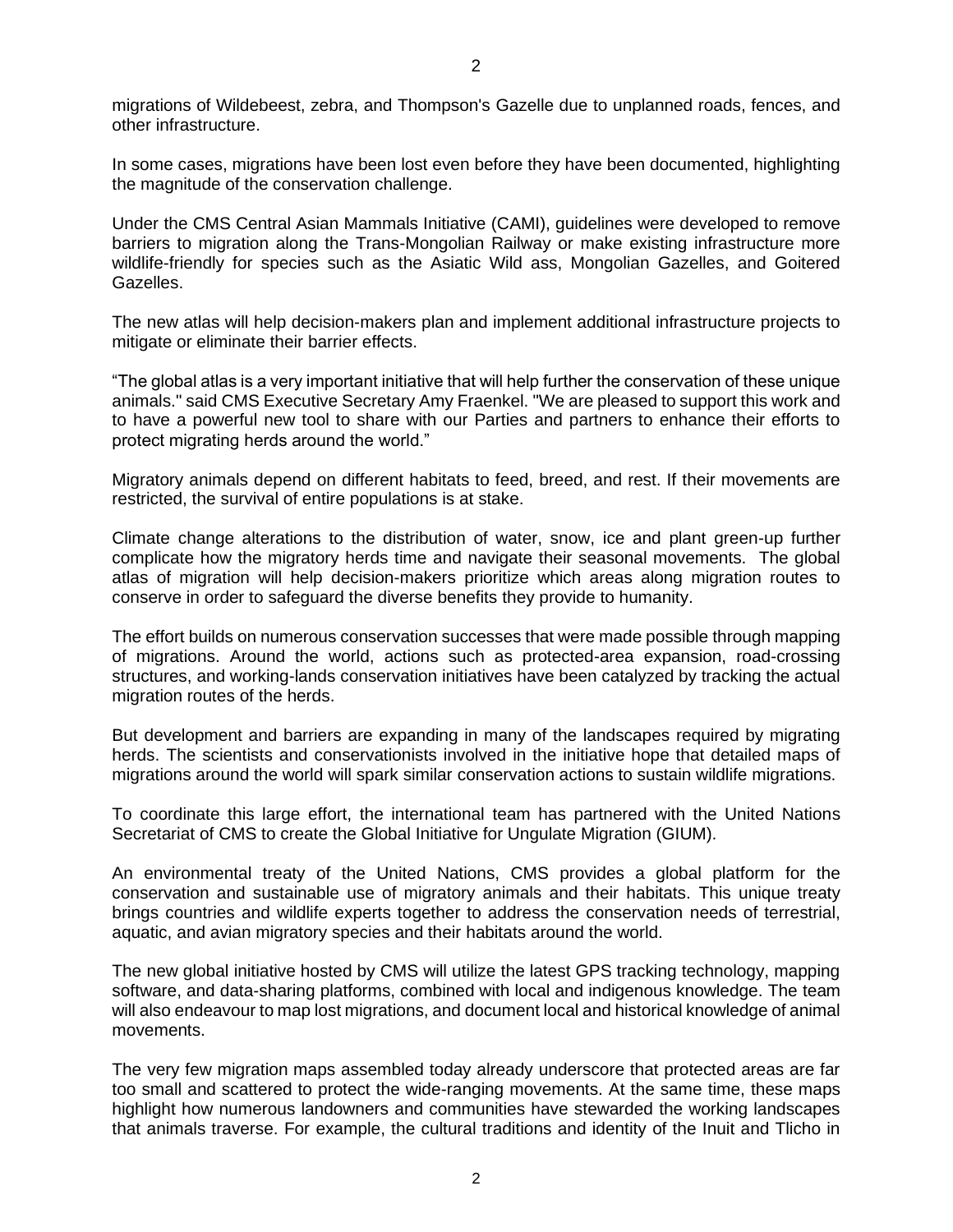migrations of Wildebeest, zebra, and Thompson's Gazelle due to unplanned roads, fences, and other infrastructure.

In some cases, migrations have been lost even before they have been documented, highlighting the magnitude of the conservation challenge.

Under the CMS Central Asian Mammals Initiative (CAMI), guidelines were developed to remove barriers to migration along the Trans-Mongolian Railway or make existing infrastructure more wildlife-friendly for species such as the Asiatic Wild ass, Mongolian Gazelles, and Goitered Gazelles.

The new atlas will help decision-makers plan and implement additional infrastructure projects to mitigate or eliminate their barrier effects.

"The global atlas is a very important initiative that will help further the conservation of these unique animals." said CMS Executive Secretary Amy Fraenkel. "We are pleased to support this work and to have a powerful new tool to share with our Parties and partners to enhance their efforts to protect migrating herds around the world."

Migratory animals depend on different habitats to feed, breed, and rest. If their movements are restricted, the survival of entire populations is at stake.

Climate change alterations to the distribution of water, snow, ice and plant green-up further complicate how the migratory herds time and navigate their seasonal movements. The global atlas of migration will help decision-makers prioritize which areas along migration routes to conserve in order to safeguard the diverse benefits they provide to humanity.

The effort builds on numerous conservation successes that were made possible through mapping of migrations. Around the world, actions such as protected-area expansion, road-crossing structures, and working-lands conservation initiatives have been catalyzed by tracking the actual migration routes of the herds.

But development and barriers are expanding in many of the landscapes required by migrating herds. The scientists and conservationists involved in the initiative hope that detailed maps of migrations around the world will spark similar conservation actions to sustain wildlife migrations.

To coordinate this large effort, the international team has partnered with the United Nations Secretariat of CMS to create the Global Initiative for Ungulate Migration (GIUM).

An environmental treaty of the United Nations, CMS provides a global platform for the conservation and sustainable use of migratory animals and their habitats. This unique treaty brings countries and wildlife experts together to address the conservation needs of terrestrial, aquatic, and avian migratory species and their habitats around the world.

The new global initiative hosted by CMS will utilize the latest GPS tracking technology, mapping software, and data-sharing platforms, combined with local and indigenous knowledge. The team will also endeavour to map lost migrations, and document local and historical knowledge of animal movements.

The very few migration maps assembled today already underscore that protected areas are far too small and scattered to protect the wide-ranging movements. At the same time, these maps highlight how numerous landowners and communities have stewarded the working landscapes that animals traverse. For example, the cultural traditions and identity of the Inuit and Tlicho in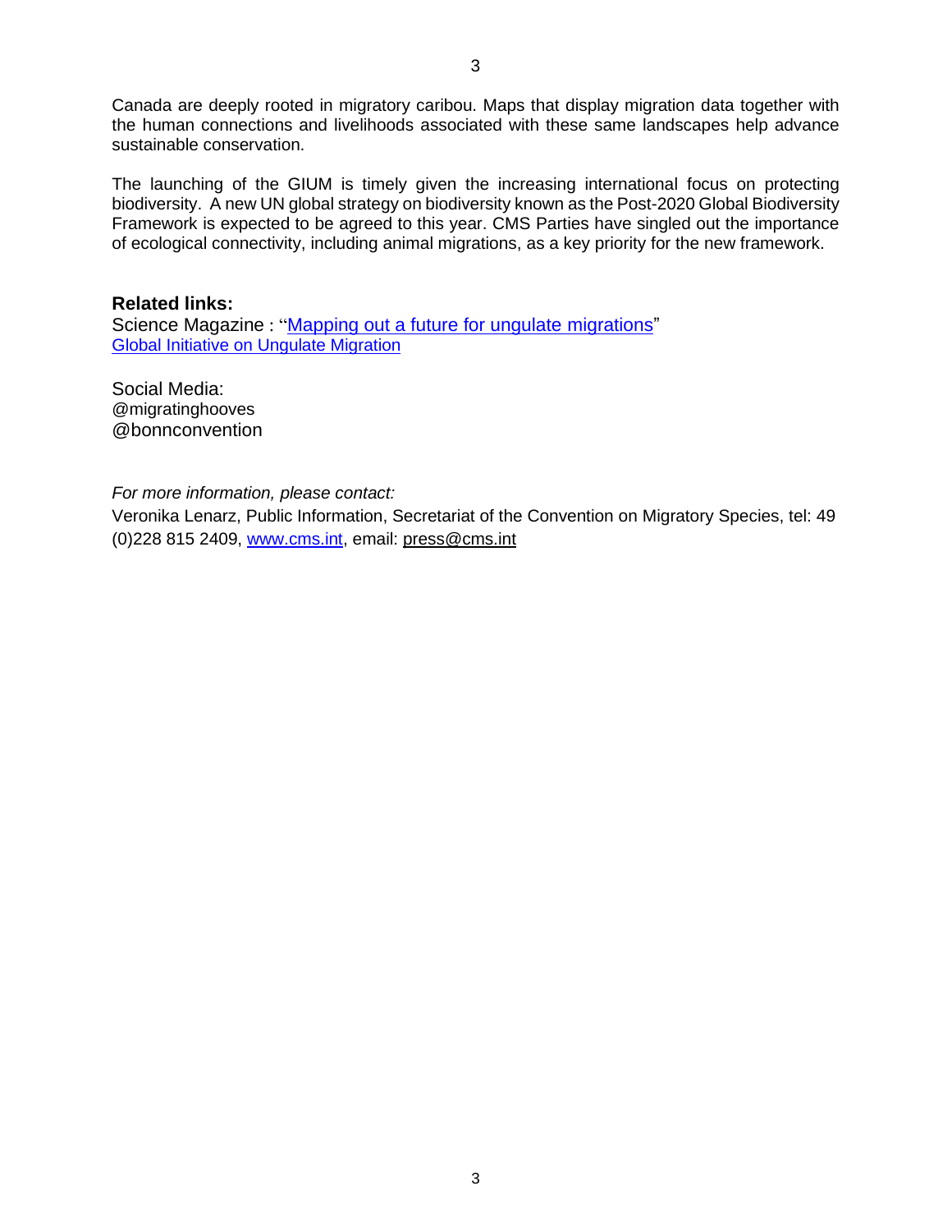Canada are deeply rooted in migratory caribou. Maps that display migration data together with the human connections and livelihoods associated with these same landscapes help advance sustainable conservation.

The launching of the GIUM is timely given the increasing international focus on protecting biodiversity. A new UN global strategy on biodiversity known as the Post-2020 Global Biodiversity Framework is expected to be agreed to this year. CMS Parties have singled out the importance of ecological connectivity, including animal migrations, as a key priority for the new framework.

**Related links:**
Science Magazine : "Mapping out a future for ungulate migrations"
Global Initiative on Ungulate Migration

Social Media:
@migratinghooves
@bonnconvention

*For more information, please contact:*
Veronika Lenarz, Public Information, Secretariat of the Convention on Migratory Species, tel: 49 (0)228 815 2409, www.cms.int, email: press@cms.int